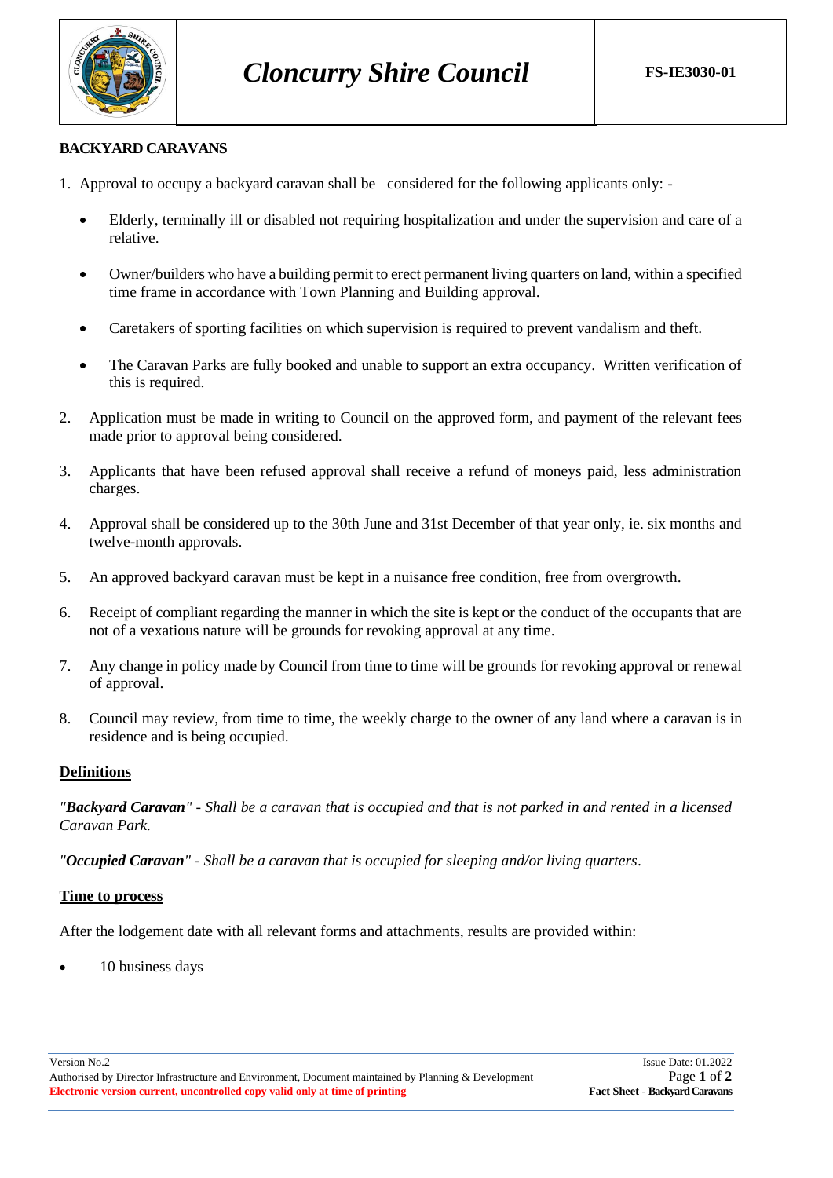# Cloncurry Shire Council

**FS-IE3030-01**

## BACKYARD CARAVANS

1. Approval to occupy a backyard caravan shall be considered for the following applicants only: -

   - Elderly, terminally ill or disabled not requiring hospitalization and under the supervision and care of a relative.
   - Owner/builders who have a building permit to erect permanent living quarters on land, within a specified time frame in accordance with Town Planning and Building approval.
   - Caretakers of sporting facilities on which supervision is required to prevent vandalism and theft.
   - The Caravan Parks are fully booked and unable to support an extra occupancy. Written verification of this is required.

2. Application must be made in writing to Council on the approved form, and payment of the relevant fees made prior to approval being considered.

3. Applicants that have been refused approval shall receive a refund of moneys paid, less administration charges.

4. Approval shall be considered up to the 30th June and 31st December of that year only, ie. six months and twelve-month approvals.

5. An approved backyard caravan must be kept in a nuisance free condition, free from overgrowth.

6. Receipt of compliant regarding the manner in which the site is kept or the conduct of the occupants that are not of a vexatious nature will be grounds for revoking approval at any time.

7. Any change in policy made by Council from time to time will be grounds for revoking approval or renewal of approval.

8. Council may review, from time to time, the weekly charge to the owner of any land where a caravan is in residence and is being occupied.

### Definitions

*"**Backyard Caravan**" - Shall be a caravan that is occupied and that is not parked in and rented in a licensed Caravan Park.*

*"**Occupied Caravan**" - Shall be a caravan that is occupied for sleeping and/or living quarters*.

### Time to process

After the lodgement date with all relevant forms and attachments, results are provided within:

- 10 business days

Version No.2
Issue Date: 01.2022
Authorised by Director Infrastructure and Environment, Document maintained by Planning & Development
**Electronic version current, uncontrolled copy valid only at time of printing**
**Fact Sheet - Backyard Caravans**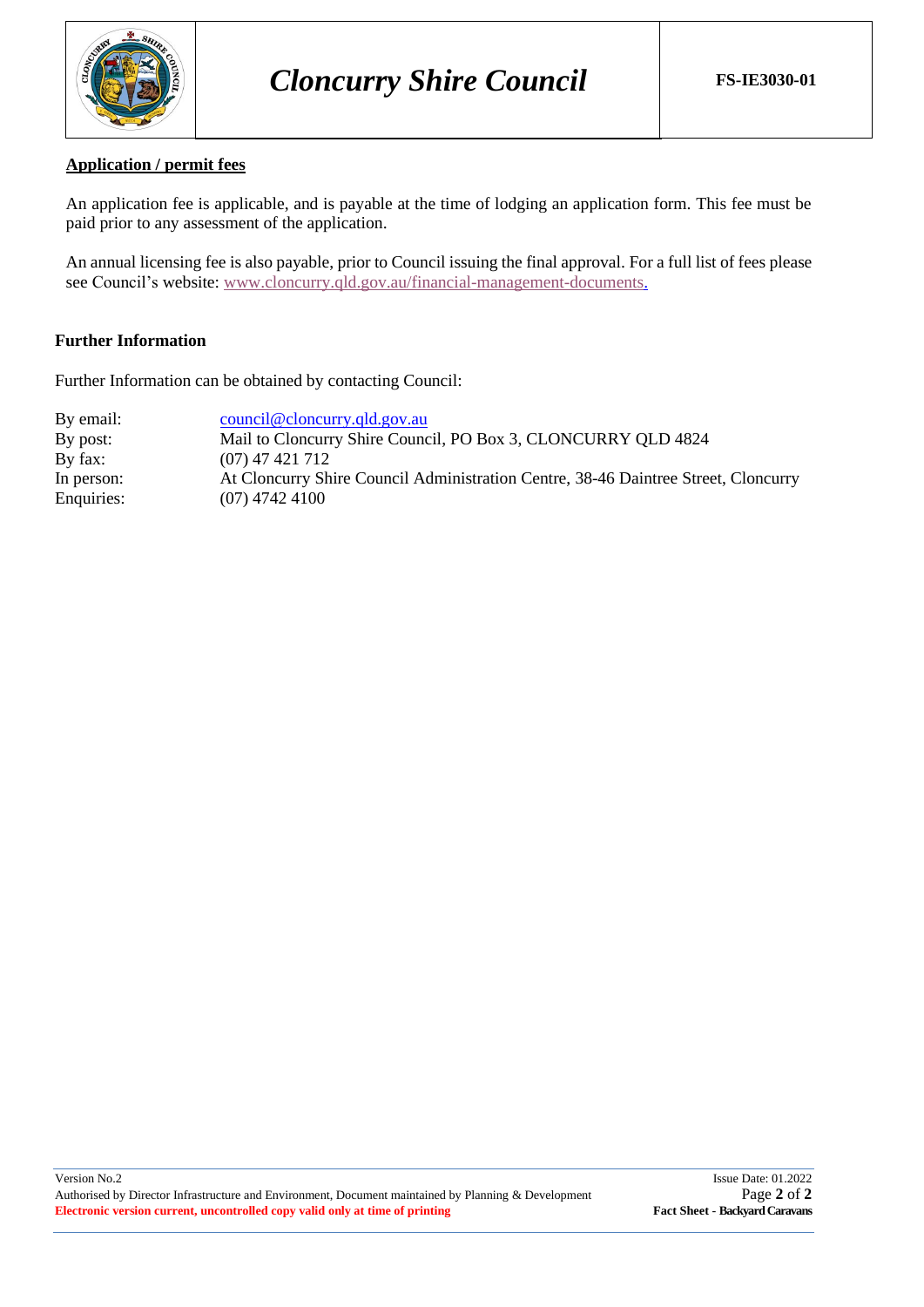## Application / permit fees

An application fee is applicable, and is payable at the time of lodging an application form. This fee must be paid prior to any assessment of the application.

An annual licensing fee is also payable, prior to Council issuing the final approval. For a full list of fees please see Council's website: www.cloncurry.qld.gov.au/financial-management-documents.

## Further Information

Further Information can be obtained by contacting Council:

| | |
|---|---|
| By email: | council@cloncurry.qld.gov.au |
| By post: | Mail to Cloncurry Shire Council, PO Box 3, CLONCURRY QLD 4824 |
| By fax: | (07) 47 421 712 |
| In person: | At Cloncurry Shire Council Administration Centre, 38-46 Daintree Street, Cloncurry |
| Enquiries: | (07) 4742 4100 |